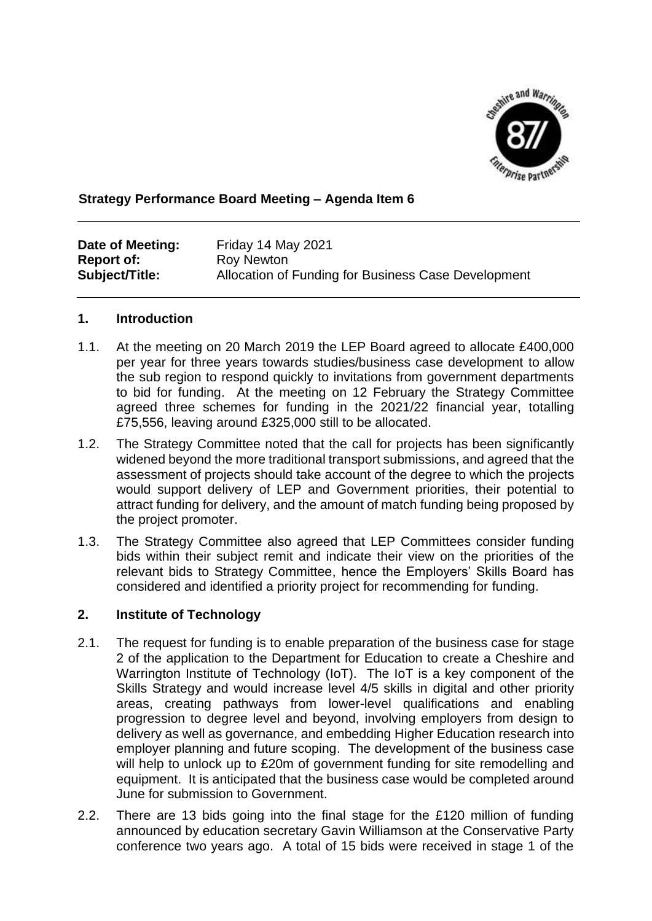**Strategy Performance Board Meeting – Agenda Item 6**

| | |
|---|---|
| **Date of Meeting:** | Friday 14 May 2021 |
| **Report of:** | Roy Newton |
| **Subject/Title:** | Allocation of Funding for Business Case Development |

## 1. Introduction

1.1. At the meeting on 20 March 2019 the LEP Board agreed to allocate £400,000 per year for three years towards studies/business case development to allow the sub region to respond quickly to invitations from government departments to bid for funding. At the meeting on 12 February the Strategy Committee agreed three schemes for funding in the 2021/22 financial year, totalling £75,556, leaving around £325,000 still to be allocated.

1.2. The Strategy Committee noted that the call for projects has been significantly widened beyond the more traditional transport submissions, and agreed that the assessment of projects should take account of the degree to which the projects would support delivery of LEP and Government priorities, their potential to attract funding for delivery, and the amount of match funding being proposed by the project promoter.

1.3. The Strategy Committee also agreed that LEP Committees consider funding bids within their subject remit and indicate their view on the priorities of the relevant bids to Strategy Committee, hence the Employers' Skills Board has considered and identified a priority project for recommending for funding.

## 2. Institute of Technology

2.1. The request for funding is to enable preparation of the business case for stage 2 of the application to the Department for Education to create a Cheshire and Warrington Institute of Technology (IoT). The IoT is a key component of the Skills Strategy and would increase level 4/5 skills in digital and other priority areas, creating pathways from lower-level qualifications and enabling progression to degree level and beyond, involving employers from design to delivery as well as governance, and embedding Higher Education research into employer planning and future scoping. The development of the business case will help to unlock up to £20m of government funding for site remodelling and equipment. It is anticipated that the business case would be completed around June for submission to Government.

2.2. There are 13 bids going into the final stage for the £120 million of funding announced by education secretary Gavin Williamson at the Conservative Party conference two years ago. A total of 15 bids were received in stage 1 of the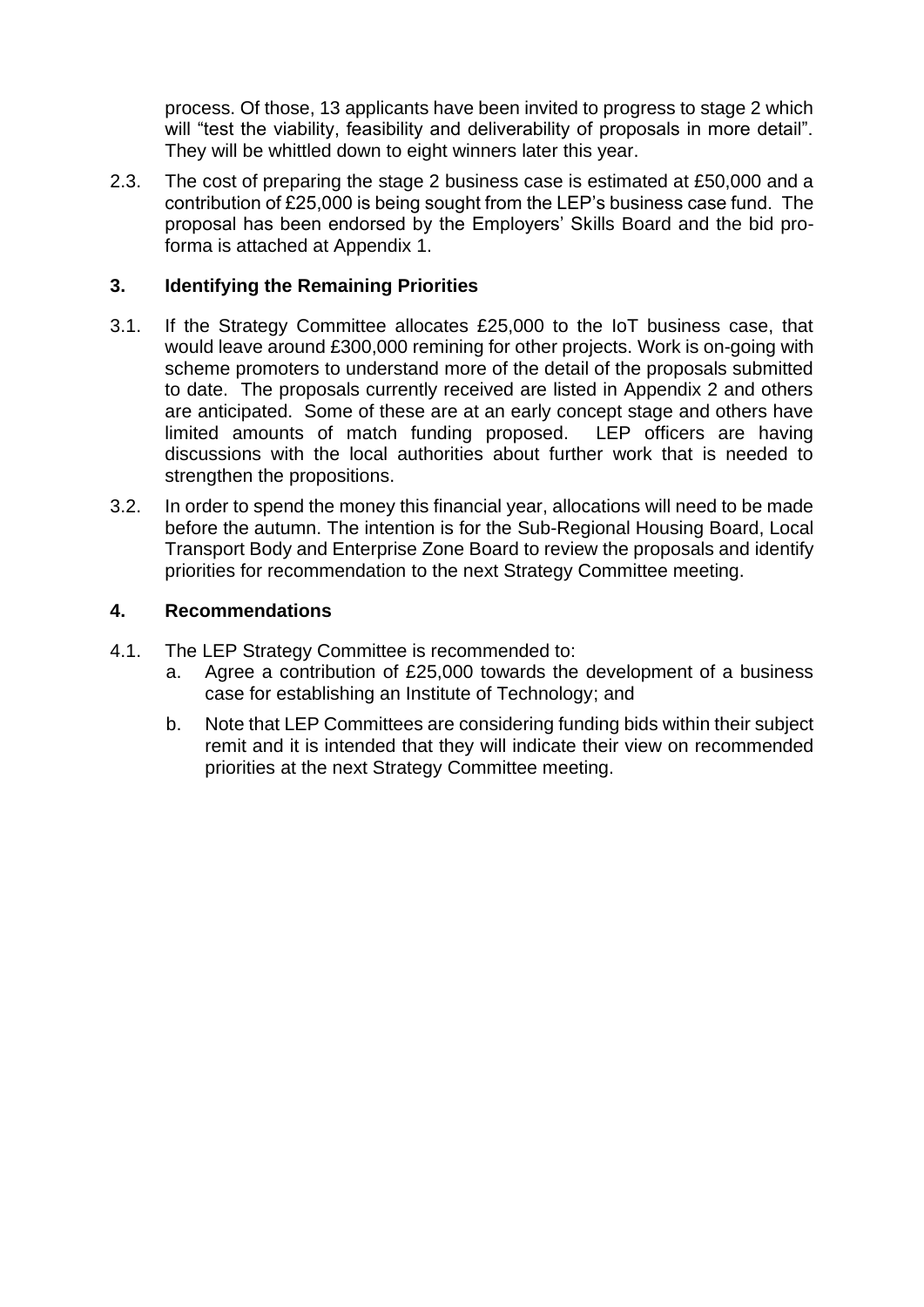process. Of those, 13 applicants have been invited to progress to stage 2 which will "test the viability, feasibility and deliverability of proposals in more detail". They will be whittled down to eight winners later this year.

2.3. The cost of preparing the stage 2 business case is estimated at £50,000 and a contribution of £25,000 is being sought from the LEP's business case fund. The proposal has been endorsed by the Employers' Skills Board and the bid pro-forma is attached at Appendix 1.

## 3. Identifying the Remaining Priorities

3.1. If the Strategy Committee allocates £25,000 to the IoT business case, that would leave around £300,000 remining for other projects. Work is on-going with scheme promoters to understand more of the detail of the proposals submitted to date. The proposals currently received are listed in Appendix 2 and others are anticipated. Some of these are at an early concept stage and others have limited amounts of match funding proposed. LEP officers are having discussions with the local authorities about further work that is needed to strengthen the propositions.

3.2. In order to spend the money this financial year, allocations will need to be made before the autumn. The intention is for the Sub-Regional Housing Board, Local Transport Body and Enterprise Zone Board to review the proposals and identify priorities for recommendation to the next Strategy Committee meeting.

## 4. Recommendations

4.1. The LEP Strategy Committee is recommended to:

a. Agree a contribution of £25,000 towards the development of a business case for establishing an Institute of Technology; and

b. Note that LEP Committees are considering funding bids within their subject remit and it is intended that they will indicate their view on recommended priorities at the next Strategy Committee meeting.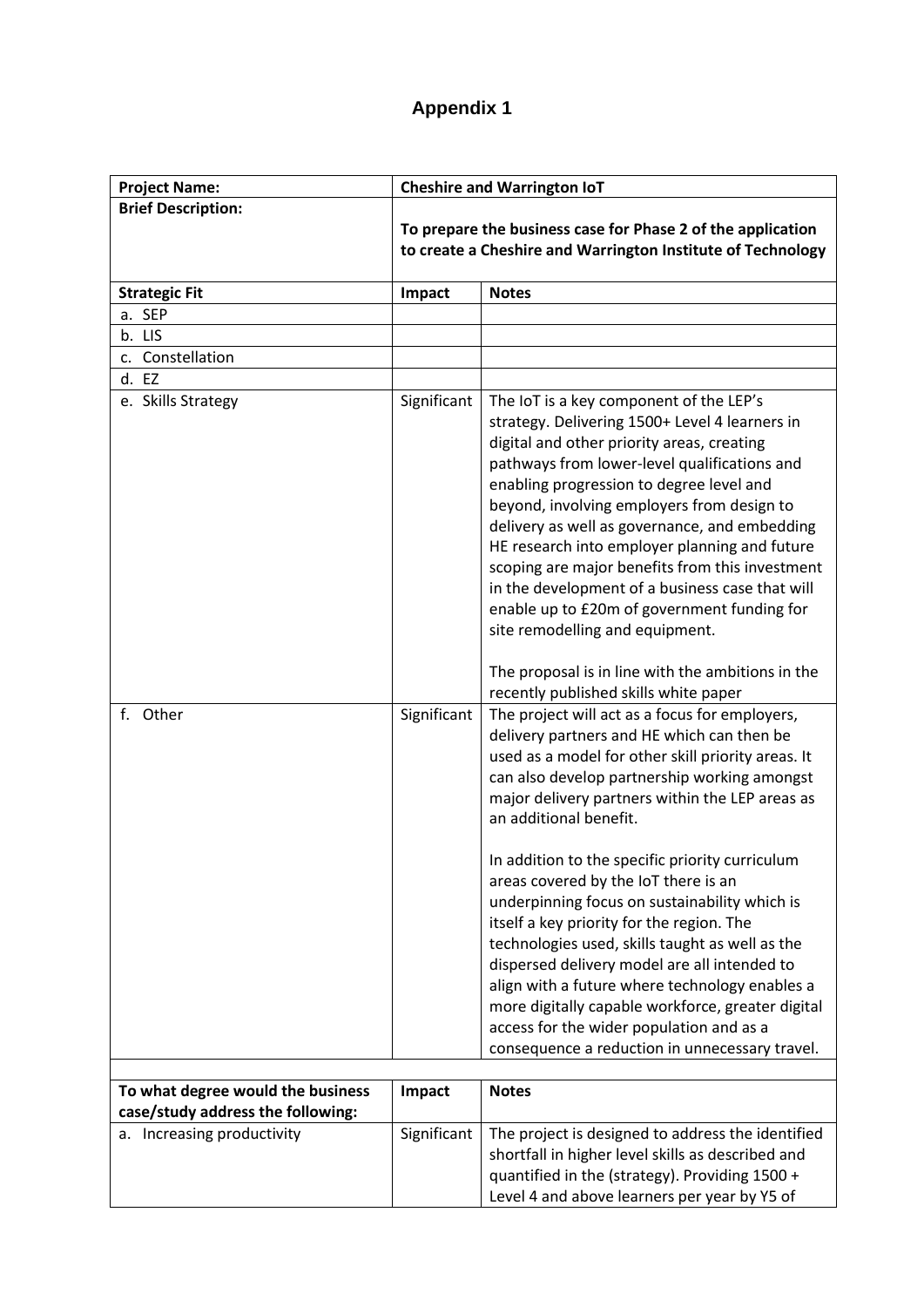# Appendix 1

| Project Name: | Cheshire and Warrington IoT | |
|---|---|---|
| Brief Description: | To prepare the business case for Phase 2 of the application to create a Cheshire and Warrington Institute of Technology | |
| **Strategic Fit** | **Impact** | **Notes** |
| a. SEP | | |
| b. LIS | | |
| c. Constellation | | |
| d. EZ | | |
| e. Skills Strategy | Significant | The IoT is a key component of the LEP's strategy. Delivering 1500+ Level 4 learners in digital and other priority areas, creating pathways from lower-level qualifications and enabling progression to degree level and beyond, involving employers from design to delivery as well as governance, and embedding HE research into employer planning and future scoping are major benefits from this investment in the development of a business case that will enable up to £20m of government funding for site remodelling and equipment.<br><br>The proposal is in line with the ambitions in the recently published skills white paper |
| f. Other | Significant | The project will act as a focus for employers, delivery partners and HE which can then be used as a model for other skill priority areas. It can also develop partnership working amongst major delivery partners within the LEP areas as an additional benefit.<br><br>In addition to the specific priority curriculum areas covered by the IoT there is an underpinning focus on sustainability which is itself a key priority for the region. The technologies used, skills taught as well as the dispersed delivery model are all intended to align with a future where technology enables a more digitally capable workforce, greater digital access for the wider population and as a consequence a reduction in unnecessary travel. |

| To what degree would the business case/study address the following: | Impact | Notes |
|---|---|---|
| a. Increasing productivity | Significant | The project is designed to address the identified shortfall in higher level skills as described and quantified in the (strategy). Providing 1500 + Level 4 and above learners per year by Y5 of |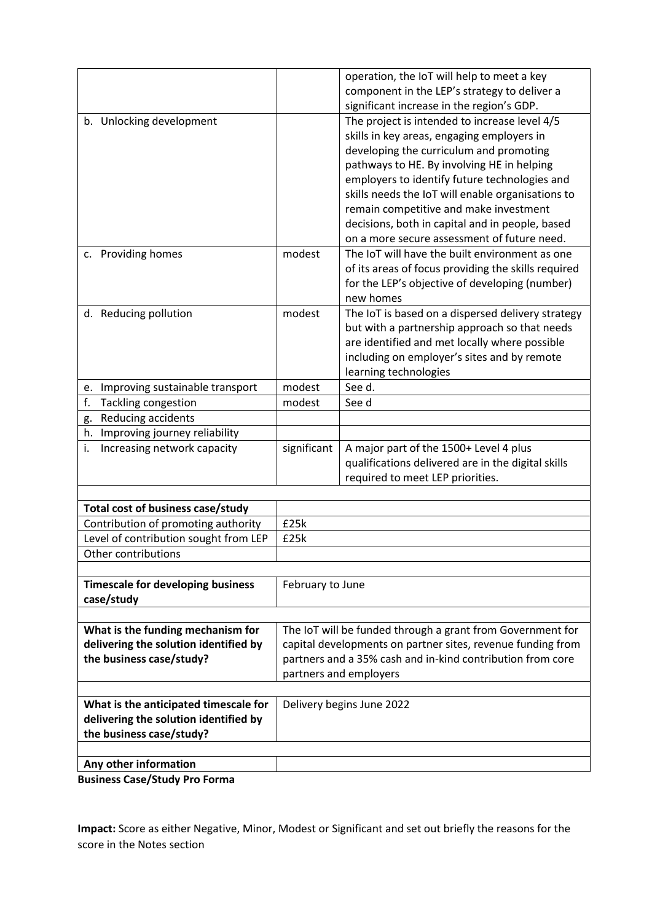| | | |
|---|---|---|
| | | operation, the IoT will help to meet a key component in the LEP's strategy to deliver a significant increase in the region's GDP. |
| b. Unlocking development | | The project is intended to increase level 4/5 skills in key areas, engaging employers in developing the curriculum and promoting pathways to HE. By involving HE in helping employers to identify future technologies and skills needs the IoT will enable organisations to remain competitive and make investment decisions, both in capital and in people, based on a more secure assessment of future need. |
| c. Providing homes | modest | The IoT will have the built environment as one of its areas of focus providing the skills required for the LEP's objective of developing (number) new homes |
| d. Reducing pollution | modest | The IoT is based on a dispersed delivery strategy but with a partnership approach so that needs are identified and met locally where possible including on employer's sites and by remote learning technologies |
| e. Improving sustainable transport | modest | See d. |
| f. Tackling congestion | modest | See d |
| g. Reducing accidents | | |
| h. Improving journey reliability | | |
| i. Increasing network capacity | significant | A major part of the 1500+ Level 4 plus qualifications delivered are in the digital skills required to meet LEP priorities. |

| | |
|---|---|
| **Total cost of business case/study** | |
| Contribution of promoting authority | £25k |
| Level of contribution sought from LEP | £25k |
| Other contributions | |

| | |
|---|---|
| **Timescale for developing business case/study** | February to June |

| | |
|---|---|
| **What is the funding mechanism for delivering the solution identified by the business case/study?** | The IoT will be funded through a grant from Government for capital developments on partner sites, revenue funding from partners and a 35% cash and in-kind contribution from core partners and employers |

| | |
|---|---|
| **What is the anticipated timescale for delivering the solution identified by the business case/study?** | Delivery begins June 2022 |

| | |
|---|---|
| **Any other information** | |

**Business Case/Study Pro Forma**

**Impact:** Score as either Negative, Minor, Modest or Significant and set out briefly the reasons for the score in the Notes section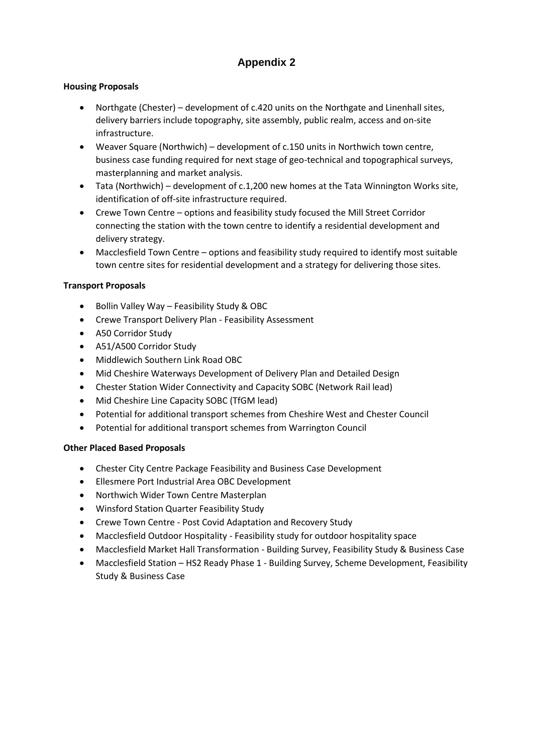# Appendix 2

**Housing Proposals**

- Northgate (Chester) – development of c.420 units on the Northgate and Linenhall sites, delivery barriers include topography, site assembly, public realm, access and on-site infrastructure.
- Weaver Square (Northwich) – development of c.150 units in Northwich town centre, business case funding required for next stage of geo-technical and topographical surveys, masterplanning and market analysis.
- Tata (Northwich) – development of c.1,200 new homes at the Tata Winnington Works site, identification of off-site infrastructure required.
- Crewe Town Centre – options and feasibility study focused the Mill Street Corridor connecting the station with the town centre to identify a residential development and delivery strategy.
- Macclesfield Town Centre – options and feasibility study required to identify most suitable town centre sites for residential development and a strategy for delivering those sites.

**Transport Proposals**

- Bollin Valley Way – Feasibility Study & OBC
- Crewe Transport Delivery Plan - Feasibility Assessment
- A50 Corridor Study
- A51/A500 Corridor Study
- Middlewich Southern Link Road OBC
- Mid Cheshire Waterways Development of Delivery Plan and Detailed Design
- Chester Station Wider Connectivity and Capacity SOBC (Network Rail lead)
- Mid Cheshire Line Capacity SOBC (TfGM lead)
- Potential for additional transport schemes from Cheshire West and Chester Council
- Potential for additional transport schemes from Warrington Council

**Other Placed Based Proposals**

- Chester City Centre Package Feasibility and Business Case Development
- Ellesmere Port Industrial Area OBC Development
- Northwich Wider Town Centre Masterplan
- Winsford Station Quarter Feasibility Study
- Crewe Town Centre - Post Covid Adaptation and Recovery Study
- Macclesfield Outdoor Hospitality - Feasibility study for outdoor hospitality space
- Macclesfield Market Hall Transformation - Building Survey, Feasibility Study & Business Case
- Macclesfield Station – HS2 Ready Phase 1 - Building Survey, Scheme Development, Feasibility Study & Business Case